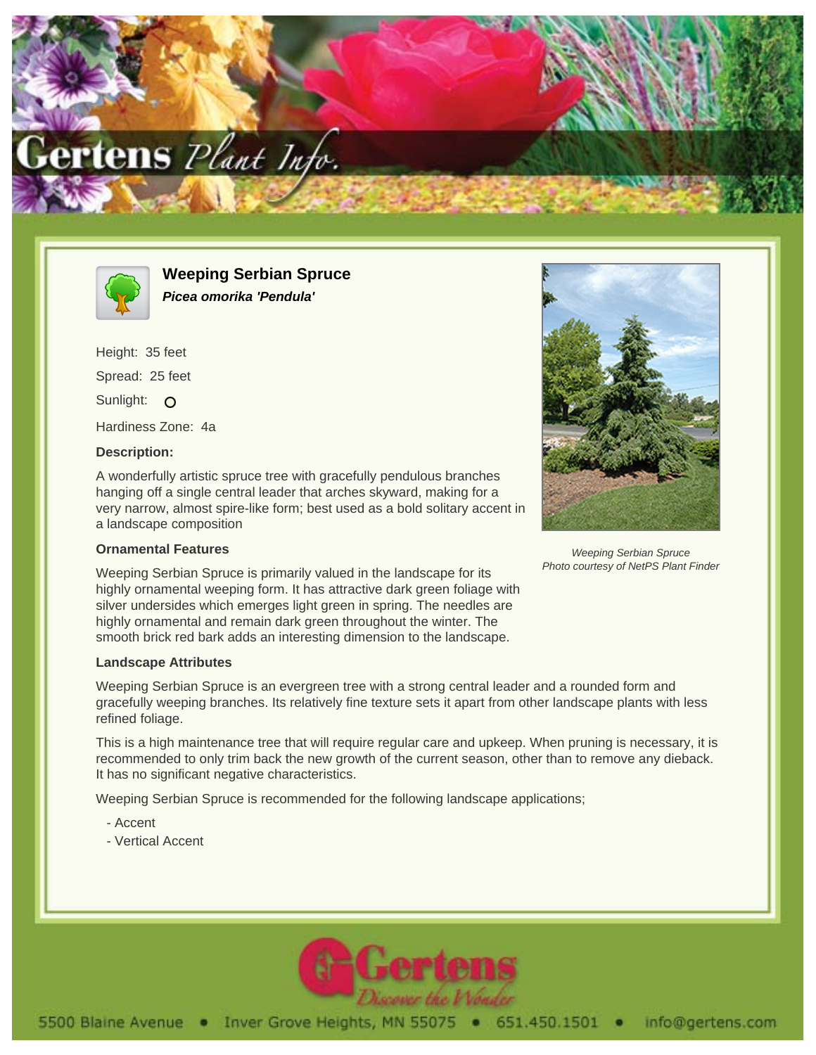# Weeping Serbian Spruce

***Picea omorika 'Pendula'***

Height: 35 feet

Spread: 25 feet

Sunlight: O

Hardiness Zone: 4a

### Description:

A wonderfully artistic spruce tree with gracefully pendulous branches hanging off a single central leader that arches skyward, making for a very narrow, almost spire-like form; best used as a bold solitary accent in a landscape composition

*Weeping Serbian Spruce*
*Photo courtesy of NetPS Plant Finder*

### Ornamental Features

Weeping Serbian Spruce is primarily valued in the landscape for its highly ornamental weeping form. It has attractive dark green foliage with silver undersides which emerges light green in spring. The needles are highly ornamental and remain dark green throughout the winter. The smooth brick red bark adds an interesting dimension to the landscape.

### Landscape Attributes

Weeping Serbian Spruce is an evergreen tree with a strong central leader and a rounded form and gracefully weeping branches. Its relatively fine texture sets it apart from other landscape plants with less refined foliage.

This is a high maintenance tree that will require regular care and upkeep. When pruning is necessary, it is recommended to only trim back the new growth of the current season, other than to remove any dieback. It has no significant negative characteristics.

Weeping Serbian Spruce is recommended for the following landscape applications;

- Accent
- Vertical Accent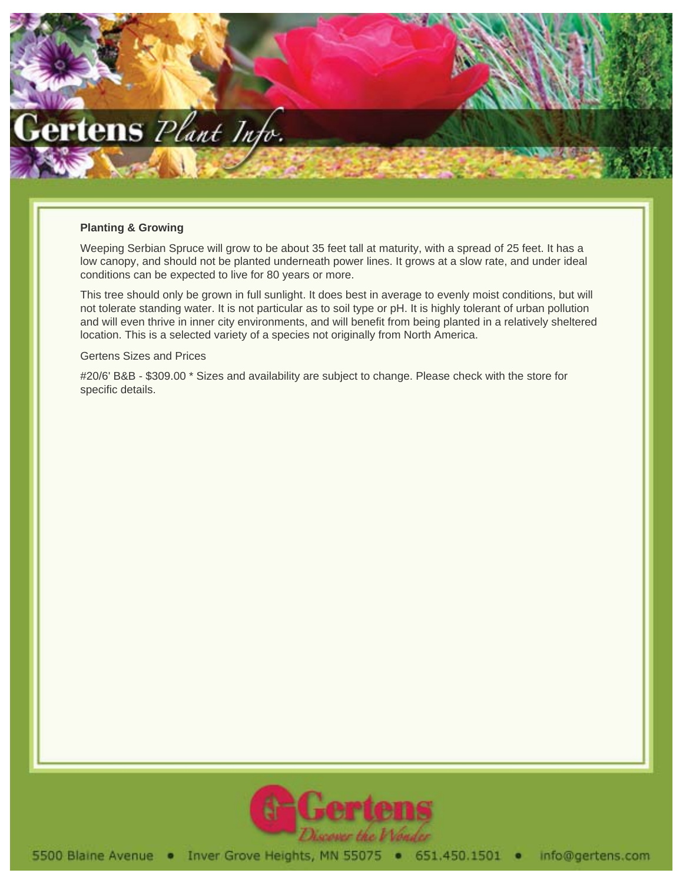**Planting & Growing**

Weeping Serbian Spruce will grow to be about 35 feet tall at maturity, with a spread of 25 feet. It has a low canopy, and should not be planted underneath power lines. It grows at a slow rate, and under ideal conditions can be expected to live for 80 years or more.

This tree should only be grown in full sunlight. It does best in average to evenly moist conditions, but will not tolerate standing water. It is not particular as to soil type or pH. It is highly tolerant of urban pollution and will even thrive in inner city environments, and will benefit from being planted in a relatively sheltered location. This is a selected variety of a species not originally from North America.

Gertens Sizes and Prices

#20/6' B&B - $309.00 * Sizes and availability are subject to change. Please check with the store for specific details.